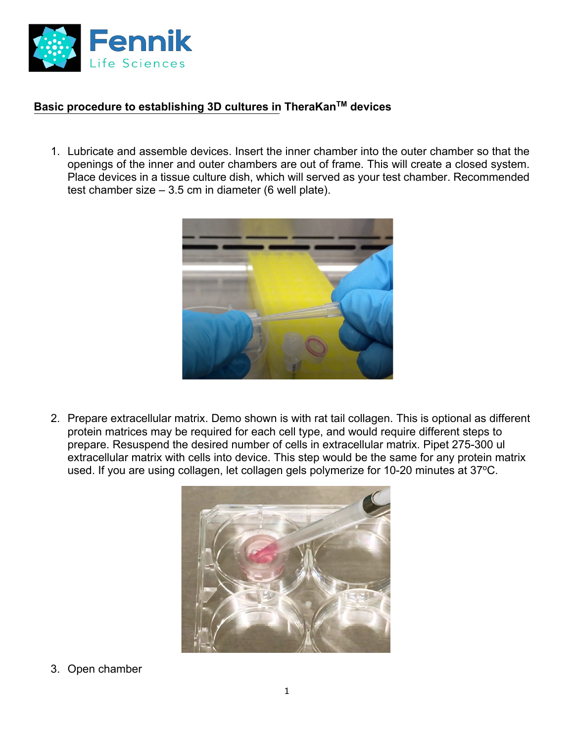## Basic procedure to establishing 3D cultures in TheraKan™ devices

1. Lubricate and assemble devices. Insert the inner chamber into the outer chamber so that the openings of the inner and outer chambers are out of frame. This will create a closed system. Place devices in a tissue culture dish, which will served as your test chamber. Recommended test chamber size – 3.5 cm in diameter (6 well plate).

2. Prepare extracellular matrix. Demo shown is with rat tail collagen. This is optional as different protein matrices may be required for each cell type, and would require different steps to prepare. Resuspend the desired number of cells in extracellular matrix. Pipet 275-300 ul extracellular matrix with cells into device. This step would be the same for any protein matrix used. If you are using collagen, let collagen gels polymerize for 10-20 minutes at 37ºC.

3. Open chamber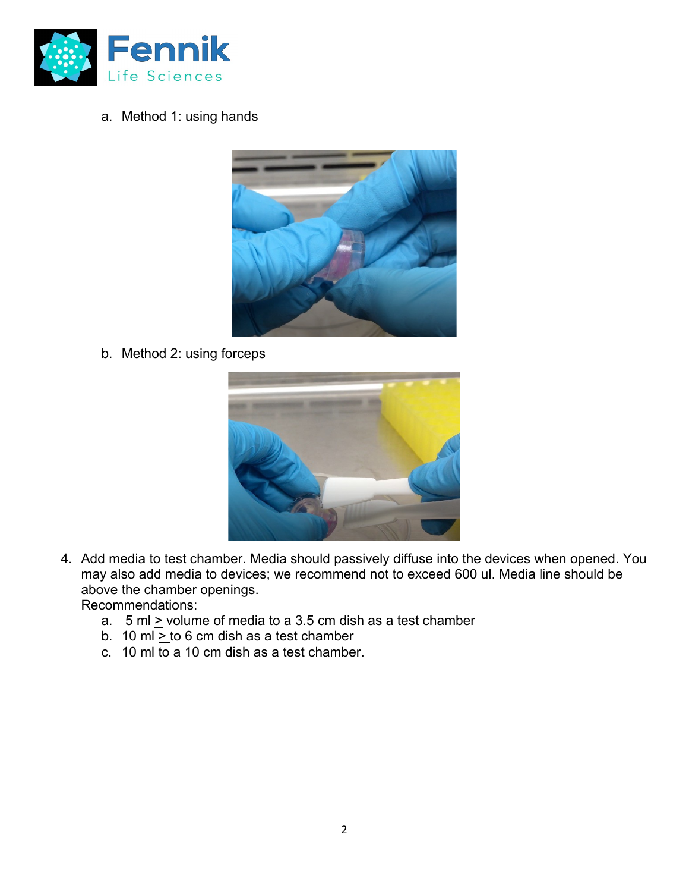a. Method 1: using hands

b. Method 2: using forceps

4. Add media to test chamber. Media should passively diffuse into the devices when opened. You may also add media to devices; we recommend not to exceed 600 ul. Media line should be above the chamber openings.
   Recommendations:
   a. 5 ml ≥ volume of media to a 3.5 cm dish as a test chamber
   b. 10 ml ≥ to 6 cm dish as a test chamber
   c. 10 ml to a 10 cm dish as a test chamber.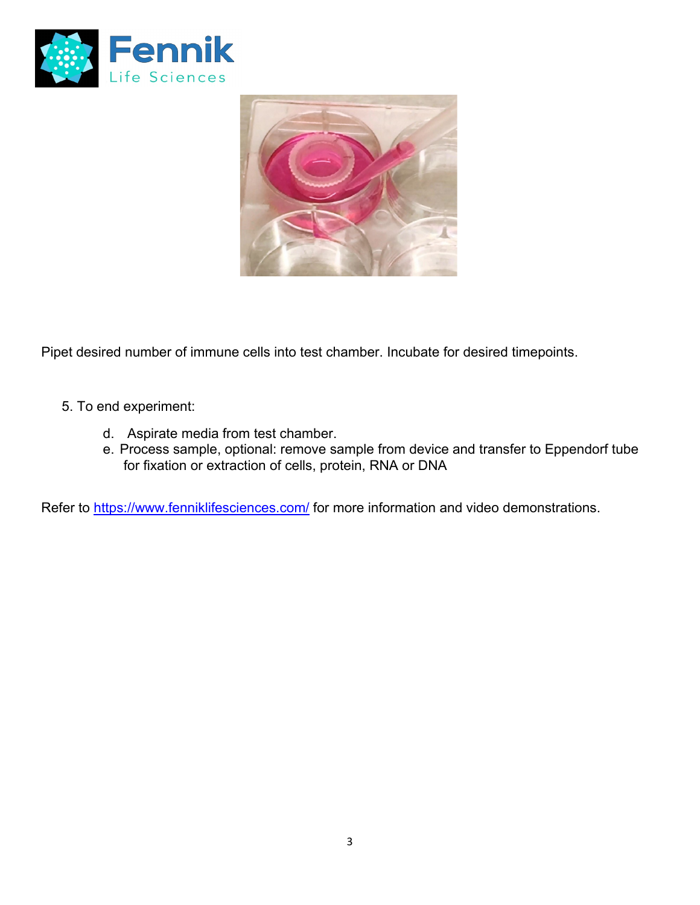Pipet desired number of immune cells into test chamber. Incubate for desired timepoints.

5. To end experiment:

   d. Aspirate media from test chamber.
   e. Process sample, optional: remove sample from device and transfer to Eppendorf tube for fixation or extraction of cells, protein, RNA or DNA

Refer to https://www.fenniklifesciences.com/ for more information and video demonstrations.